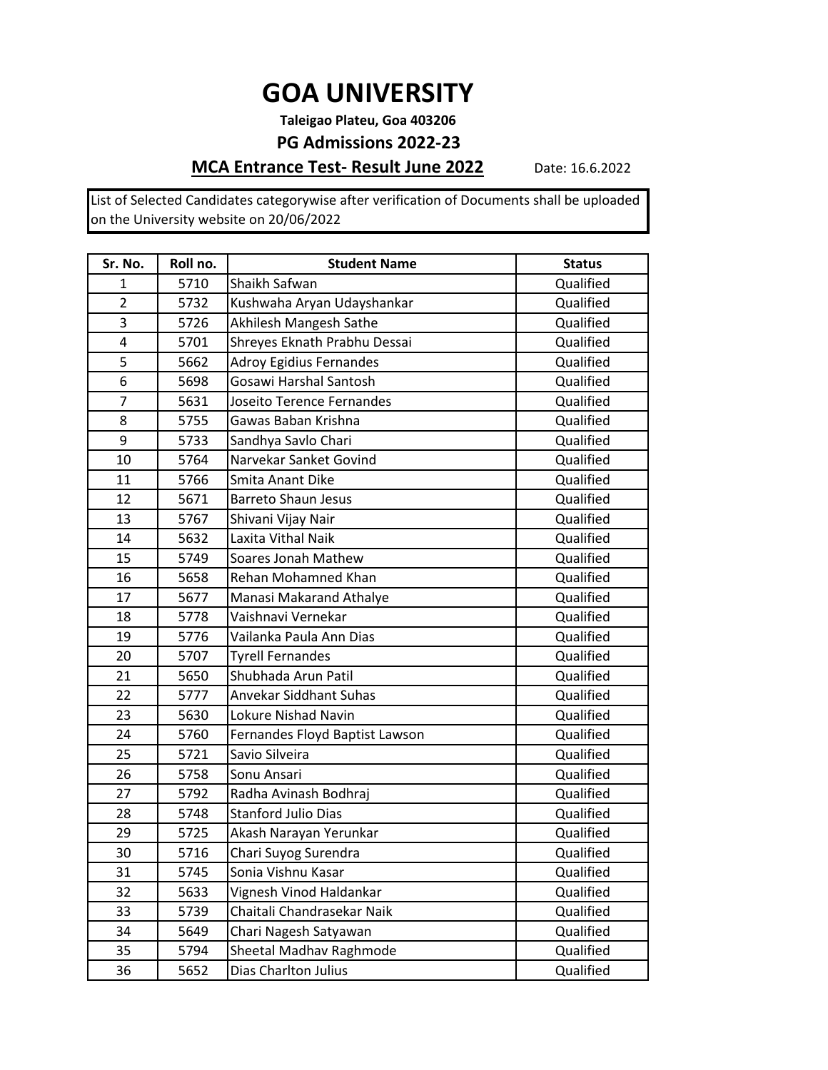# GOA UNIVERSITY

**Taleigao Plateu, Goa 403206**

**PG Admissions 2022-23**

**MCA Entrance Test- Result June 2022**

Date: 16.6.2022

List of Selected Candidates categorywise after verification of Documents shall be uploaded on the University website on 20/06/2022

| Sr. No. | Roll no. | Student Name | Status |
|---|---|---|---|
| 1 | 5710 | Shaikh Safwan | Qualified |
| 2 | 5732 | Kushwaha Aryan Udayshankar | Qualified |
| 3 | 5726 | Akhilesh Mangesh Sathe | Qualified |
| 4 | 5701 | Shreyes Eknath Prabhu Dessai | Qualified |
| 5 | 5662 | Adroy Egidius Fernandes | Qualified |
| 6 | 5698 | Gosawi Harshal Santosh | Qualified |
| 7 | 5631 | Joseito Terence Fernandes | Qualified |
| 8 | 5755 | Gawas Baban Krishna | Qualified |
| 9 | 5733 | Sandhya Savlo Chari | Qualified |
| 10 | 5764 | Narvekar Sanket Govind | Qualified |
| 11 | 5766 | Smita Anant Dike | Qualified |
| 12 | 5671 | Barreto Shaun Jesus | Qualified |
| 13 | 5767 | Shivani Vijay Nair | Qualified |
| 14 | 5632 | Laxita Vithal Naik | Qualified |
| 15 | 5749 | Soares Jonah Mathew | Qualified |
| 16 | 5658 | Rehan Mohamned Khan | Qualified |
| 17 | 5677 | Manasi Makarand Athalye | Qualified |
| 18 | 5778 | Vaishnavi Vernekar | Qualified |
| 19 | 5776 | Vailanka Paula Ann Dias | Qualified |
| 20 | 5707 | Tyrell Fernandes | Qualified |
| 21 | 5650 | Shubhada Arun Patil | Qualified |
| 22 | 5777 | Anvekar Siddhant Suhas | Qualified |
| 23 | 5630 | Lokure Nishad Navin | Qualified |
| 24 | 5760 | Fernandes Floyd Baptist Lawson | Qualified |
| 25 | 5721 | Savio Silveira | Qualified |
| 26 | 5758 | Sonu Ansari | Qualified |
| 27 | 5792 | Radha Avinash Bodhraj | Qualified |
| 28 | 5748 | Stanford Julio Dias | Qualified |
| 29 | 5725 | Akash Narayan Yerunkar | Qualified |
| 30 | 5716 | Chari Suyog Surendra | Qualified |
| 31 | 5745 | Sonia Vishnu Kasar | Qualified |
| 32 | 5633 | Vignesh Vinod Haldankar | Qualified |
| 33 | 5739 | Chaitali Chandrasekar Naik | Qualified |
| 34 | 5649 | Chari Nagesh Satyawan | Qualified |
| 35 | 5794 | Sheetal Madhav Raghmode | Qualified |
| 36 | 5652 | Dias Charlton Julius | Qualified |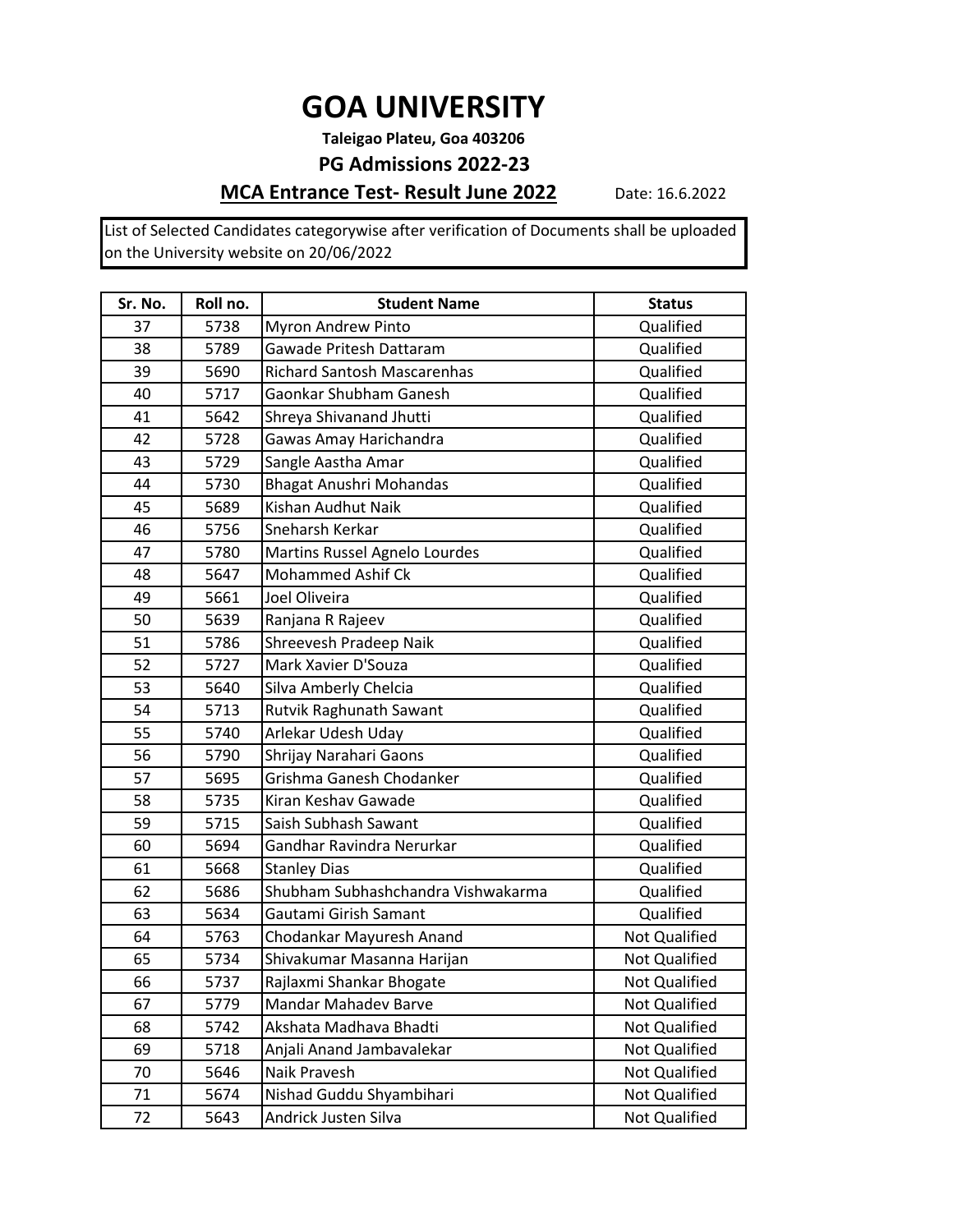# GOA UNIVERSITY

**Taleigao Plateu, Goa 403206**

## PG Admissions 2022-23

**MCA Entrance Test- Result June 2022**

Date: 16.6.2022

List of Selected Candidates categorywise after verification of Documents shall be uploaded on the University website on 20/06/2022

| Sr. No. | Roll no. | Student Name | Status |
|---|---|---|---|
| 37 | 5738 | Myron Andrew Pinto | Qualified |
| 38 | 5789 | Gawade Pritesh Dattaram | Qualified |
| 39 | 5690 | Richard Santosh Mascarenhas | Qualified |
| 40 | 5717 | Gaonkar Shubham Ganesh | Qualified |
| 41 | 5642 | Shreya Shivanand Jhutti | Qualified |
| 42 | 5728 | Gawas Amay Harichandra | Qualified |
| 43 | 5729 | Sangle Aastha Amar | Qualified |
| 44 | 5730 | Bhagat Anushri Mohandas | Qualified |
| 45 | 5689 | Kishan Audhut Naik | Qualified |
| 46 | 5756 | Sneharsh Kerkar | Qualified |
| 47 | 5780 | Martins Russel Agnelo Lourdes | Qualified |
| 48 | 5647 | Mohammed Ashif Ck | Qualified |
| 49 | 5661 | Joel Oliveira | Qualified |
| 50 | 5639 | Ranjana R Rajeev | Qualified |
| 51 | 5786 | Shreevesh Pradeep Naik | Qualified |
| 52 | 5727 | Mark Xavier D'Souza | Qualified |
| 53 | 5640 | Silva Amberly Chelcia | Qualified |
| 54 | 5713 | Rutvik Raghunath Sawant | Qualified |
| 55 | 5740 | Arlekar Udesh Uday | Qualified |
| 56 | 5790 | Shrijay Narahari Gaons | Qualified |
| 57 | 5695 | Grishma Ganesh Chodanker | Qualified |
| 58 | 5735 | Kiran Keshav Gawade | Qualified |
| 59 | 5715 | Saish Subhash Sawant | Qualified |
| 60 | 5694 | Gandhar Ravindra Nerurkar | Qualified |
| 61 | 5668 | Stanley Dias | Qualified |
| 62 | 5686 | Shubham Subhashchandra Vishwakarma | Qualified |
| 63 | 5634 | Gautami Girish Samant | Qualified |
| 64 | 5763 | Chodankar Mayuresh Anand | Not Qualified |
| 65 | 5734 | Shivakumar Masanna Harijan | Not Qualified |
| 66 | 5737 | Rajlaxmi Shankar Bhogate | Not Qualified |
| 67 | 5779 | Mandar Mahadev Barve | Not Qualified |
| 68 | 5742 | Akshata Madhava Bhadti | Not Qualified |
| 69 | 5718 | Anjali Anand Jambavalekar | Not Qualified |
| 70 | 5646 | Naik Pravesh | Not Qualified |
| 71 | 5674 | Nishad Guddu Shyambihari | Not Qualified |
| 72 | 5643 | Andrick Justen Silva | Not Qualified |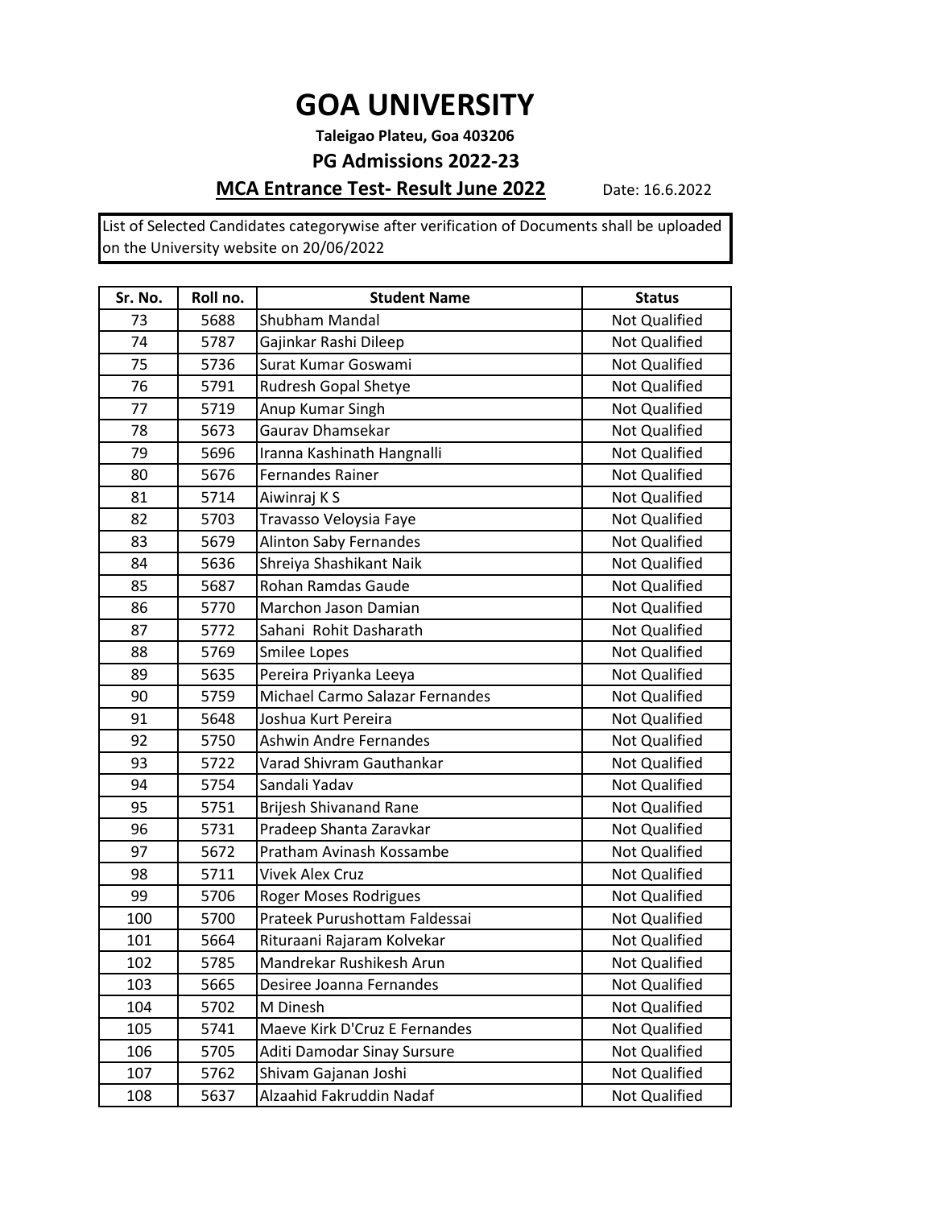# GOA UNIVERSITY

**Taleigao Plateu, Goa 403206**

**PG Admissions 2022-23**

**MCA Entrance Test- Result June 2022** Date: 16.6.2022

List of Selected Candidates categorywise after verification of Documents shall be uploaded on the University website on 20/06/2022

| Sr. No. | Roll no. | Student Name | Status |
|---|---|---|---|
| 73 | 5688 | Shubham Mandal | Not Qualified |
| 74 | 5787 | Gajinkar Rashi Dileep | Not Qualified |
| 75 | 5736 | Surat Kumar Goswami | Not Qualified |
| 76 | 5791 | Rudresh Gopal Shetye | Not Qualified |
| 77 | 5719 | Anup Kumar Singh | Not Qualified |
| 78 | 5673 | Gaurav Dhamsekar | Not Qualified |
| 79 | 5696 | Iranna Kashinath Hangnalli | Not Qualified |
| 80 | 5676 | Fernandes Rainer | Not Qualified |
| 81 | 5714 | Aiwinraj K S | Not Qualified |
| 82 | 5703 | Travasso Veloysia Faye | Not Qualified |
| 83 | 5679 | Alinton Saby Fernandes | Not Qualified |
| 84 | 5636 | Shreiya Shashikant Naik | Not Qualified |
| 85 | 5687 | Rohan Ramdas Gaude | Not Qualified |
| 86 | 5770 | Marchon Jason Damian | Not Qualified |
| 87 | 5772 | Sahani Rohit Dasharath | Not Qualified |
| 88 | 5769 | Smilee Lopes | Not Qualified |
| 89 | 5635 | Pereira Priyanka Leeya | Not Qualified |
| 90 | 5759 | Michael Carmo Salazar Fernandes | Not Qualified |
| 91 | 5648 | Joshua Kurt Pereira | Not Qualified |
| 92 | 5750 | Ashwin Andre Fernandes | Not Qualified |
| 93 | 5722 | Varad Shivram Gauthankar | Not Qualified |
| 94 | 5754 | Sandali Yadav | Not Qualified |
| 95 | 5751 | Brijesh Shivanand Rane | Not Qualified |
| 96 | 5731 | Pradeep Shanta Zaravkar | Not Qualified |
| 97 | 5672 | Pratham Avinash Kossambe | Not Qualified |
| 98 | 5711 | Vivek Alex Cruz | Not Qualified |
| 99 | 5706 | Roger Moses Rodrigues | Not Qualified |
| 100 | 5700 | Prateek Purushottam Faldessai | Not Qualified |
| 101 | 5664 | Rituraani Rajaram Kolvekar | Not Qualified |
| 102 | 5785 | Mandrekar Rushikesh Arun | Not Qualified |
| 103 | 5665 | Desiree Joanna Fernandes | Not Qualified |
| 104 | 5702 | M Dinesh | Not Qualified |
| 105 | 5741 | Maeve Kirk D'Cruz E Fernandes | Not Qualified |
| 106 | 5705 | Aditi Damodar Sinay Sursure | Not Qualified |
| 107 | 5762 | Shivam Gajanan Joshi | Not Qualified |
| 108 | 5637 | Alzaahid Fakruddin Nadaf | Not Qualified |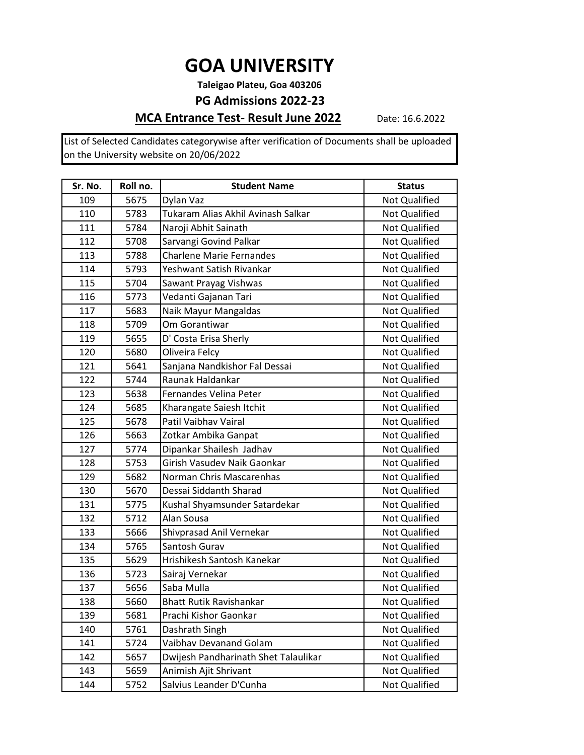# GOA UNIVERSITY

**Taleigao Plateu, Goa 403206**

**PG Admissions 2022-23**

**MCA Entrance Test- Result June 2022** Date: 16.6.2022

List of Selected Candidates categorywise after verification of Documents shall be uploaded on the University website on 20/06/2022

| Sr. No. | Roll no. | Student Name | Status |
|---|---|---|---|
| 109 | 5675 | Dylan Vaz | Not Qualified |
| 110 | 5783 | Tukaram Alias Akhil Avinash Salkar | Not Qualified |
| 111 | 5784 | Naroji Abhit Sainath | Not Qualified |
| 112 | 5708 | Sarvangi Govind Palkar | Not Qualified |
| 113 | 5788 | Charlene Marie Fernandes | Not Qualified |
| 114 | 5793 | Yeshwant Satish Rivankar | Not Qualified |
| 115 | 5704 | Sawant Prayag Vishwas | Not Qualified |
| 116 | 5773 | Vedanti Gajanan Tari | Not Qualified |
| 117 | 5683 | Naik Mayur Mangaldas | Not Qualified |
| 118 | 5709 | Om Gorantiwar | Not Qualified |
| 119 | 5655 | D' Costa Erisa Sherly | Not Qualified |
| 120 | 5680 | Oliveira Felcy | Not Qualified |
| 121 | 5641 | Sanjana Nandkishor Fal Dessai | Not Qualified |
| 122 | 5744 | Raunak Haldankar | Not Qualified |
| 123 | 5638 | Fernandes Velina Peter | Not Qualified |
| 124 | 5685 | Kharangate Saiesh Itchit | Not Qualified |
| 125 | 5678 | Patil Vaibhav Vairal | Not Qualified |
| 126 | 5663 | Zotkar Ambika Ganpat | Not Qualified |
| 127 | 5774 | Dipankar Shailesh Jadhav | Not Qualified |
| 128 | 5753 | Girish Vasudev Naik Gaonkar | Not Qualified |
| 129 | 5682 | Norman Chris Mascarenhas | Not Qualified |
| 130 | 5670 | Dessai Siddanth Sharad | Not Qualified |
| 131 | 5775 | Kushal Shyamsunder Satardekar | Not Qualified |
| 132 | 5712 | Alan Sousa | Not Qualified |
| 133 | 5666 | Shivprasad Anil Vernekar | Not Qualified |
| 134 | 5765 | Santosh Gurav | Not Qualified |
| 135 | 5629 | Hrishikesh Santosh Kanekar | Not Qualified |
| 136 | 5723 | Sairaj Vernekar | Not Qualified |
| 137 | 5656 | Saba Mulla | Not Qualified |
| 138 | 5660 | Bhatt Rutik Ravishankar | Not Qualified |
| 139 | 5681 | Prachi Kishor Gaonkar | Not Qualified |
| 140 | 5761 | Dashrath Singh | Not Qualified |
| 141 | 5724 | Vaibhav Devanand Golam | Not Qualified |
| 142 | 5657 | Dwijesh Pandharinath Shet Talaulikar | Not Qualified |
| 143 | 5659 | Animish Ajit Shrivant | Not Qualified |
| 144 | 5752 | Salvius Leander D'Cunha | Not Qualified |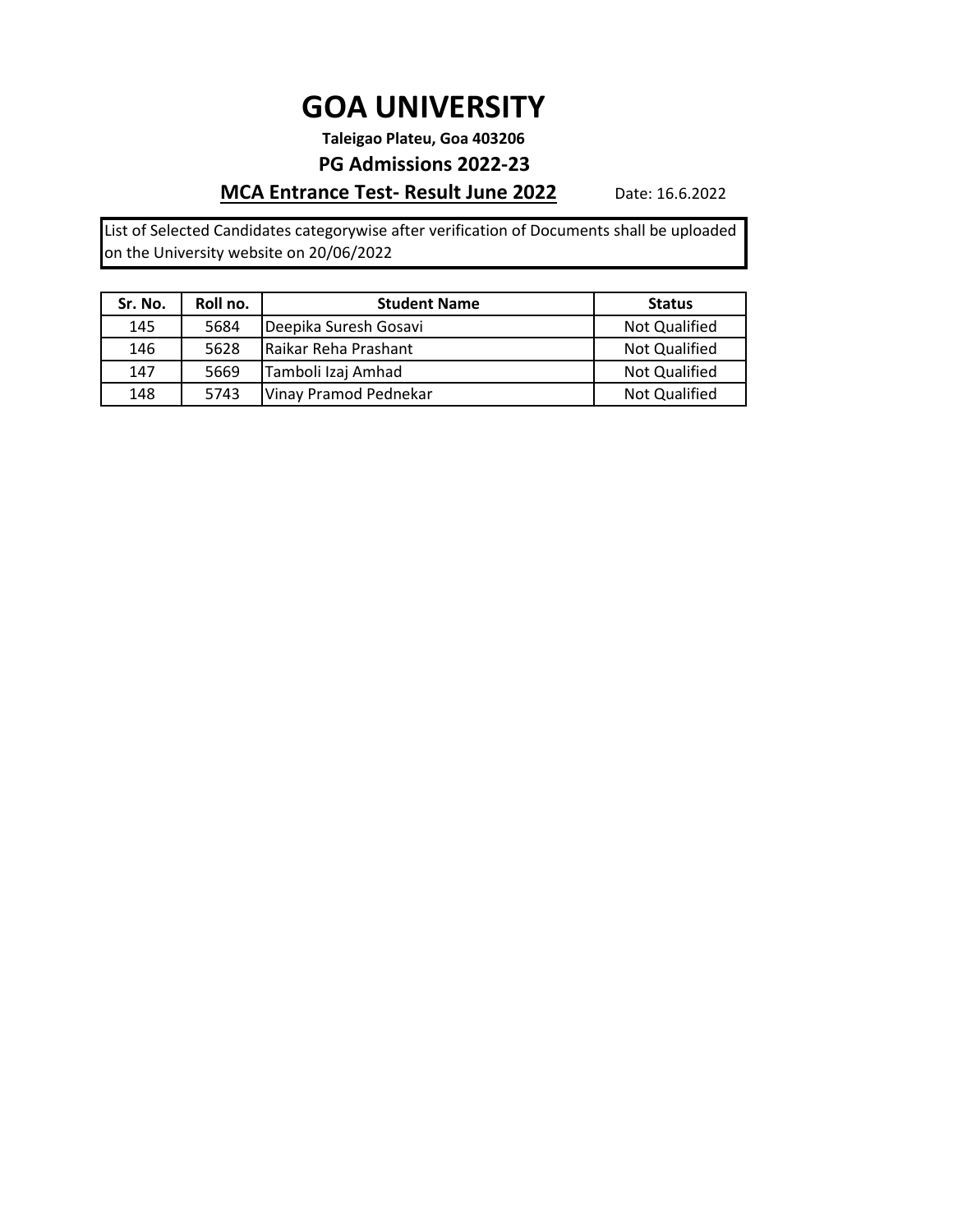# GOA UNIVERSITY

**Taleigao Plateu, Goa 403206**

**PG Admissions 2022-23**

**MCA Entrance Test- Result June 2022** Date: 16.6.2022

List of Selected Candidates categorywise after verification of Documents shall be uploaded on the University website on 20/06/2022

| Sr. No. | Roll no. | Student Name | Status |
|---|---|---|---|
| 145 | 5684 | Deepika Suresh Gosavi | Not Qualified |
| 146 | 5628 | Raikar Reha Prashant | Not Qualified |
| 147 | 5669 | Tamboli Izaj Amhad | Not Qualified |
| 148 | 5743 | Vinay Pramod Pednekar | Not Qualified |